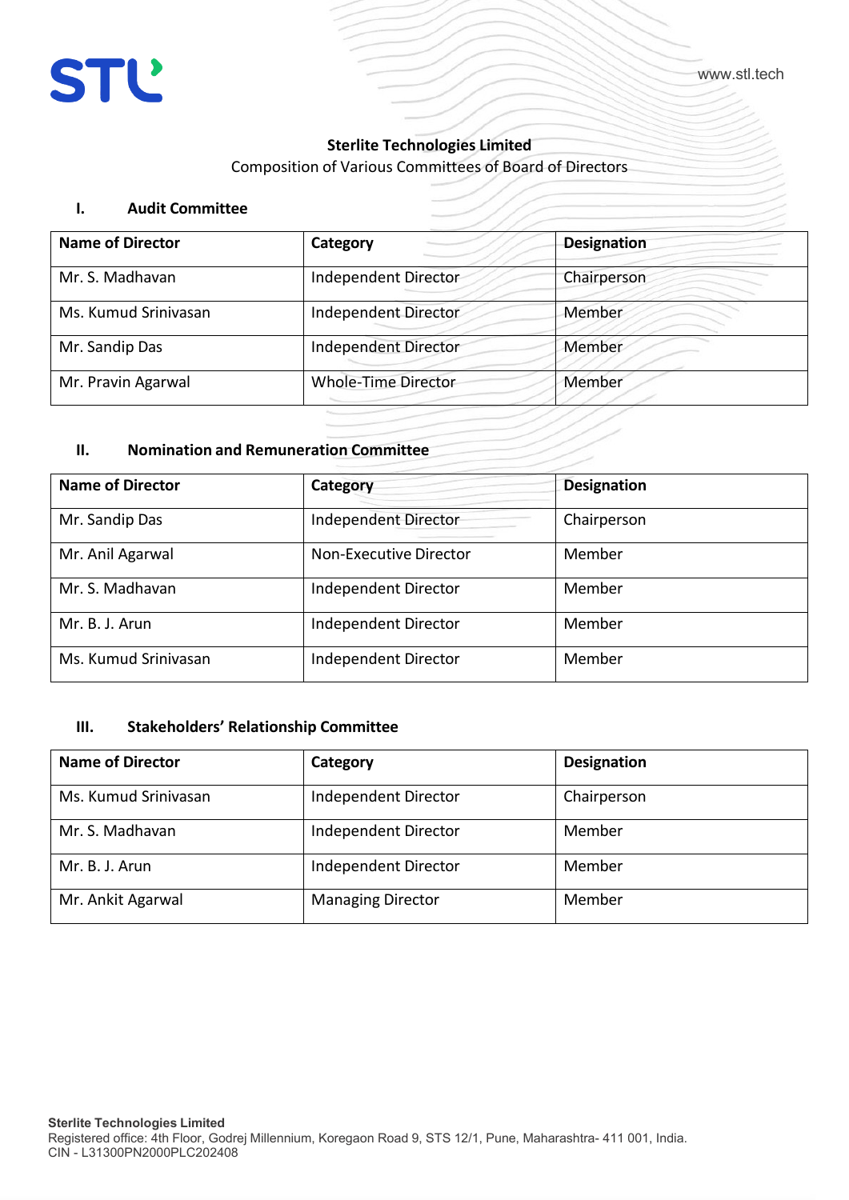# Sterlite Technologies Limited

Composition of Various Committees of Board of Directors

## I. Audit Committee

| Name of Director | Category | Designation |
|---|---|---|
| Mr. S. Madhavan | Independent Director | Chairperson |
| Ms. Kumud Srinivasan | Independent Director | Member |
| Mr. Sandip Das | Independent Director | Member |
| Mr. Pravin Agarwal | Whole-Time Director | Member |

## II. Nomination and Remuneration Committee

| Name of Director | Category | Designation |
|---|---|---|
| Mr. Sandip Das | Independent Director | Chairperson |
| Mr. Anil Agarwal | Non-Executive Director | Member |
| Mr. S. Madhavan | Independent Director | Member |
| Mr. B. J. Arun | Independent Director | Member |
| Ms. Kumud Srinivasan | Independent Director | Member |

## III. Stakeholders' Relationship Committee

| Name of Director | Category | Designation |
|---|---|---|
| Ms. Kumud Srinivasan | Independent Director | Chairperson |
| Mr. S. Madhavan | Independent Director | Member |
| Mr. B. J. Arun | Independent Director | Member |
| Mr. Ankit Agarwal | Managing Director | Member |

**Sterlite Technologies Limited**
Registered office: 4th Floor, Godrej Millennium, Koregaon Road 9, STS 12/1, Pune, Maharashtra- 411 001, India.
CIN - L31300PN2000PLC202408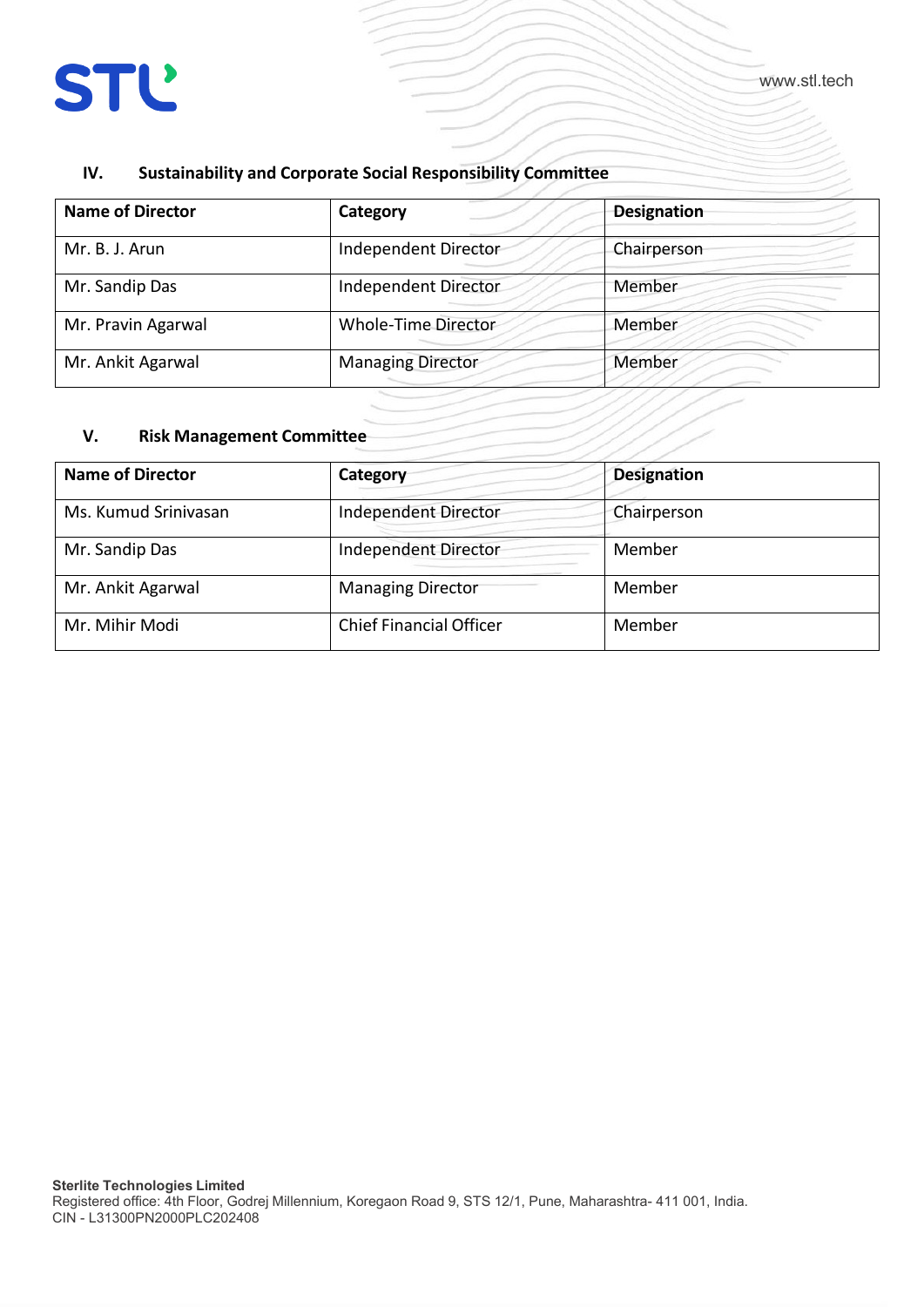## IV. Sustainability and Corporate Social Responsibility Committee

| Name of Director | Category | Designation |
|---|---|---|
| Mr. B. J. Arun | Independent Director | Chairperson |
| Mr. Sandip Das | Independent Director | Member |
| Mr. Pravin Agarwal | Whole-Time Director | Member |
| Mr. Ankit Agarwal | Managing Director | Member |

## V. Risk Management Committee

| Name of Director | Category | Designation |
|---|---|---|
| Ms. Kumud Srinivasan | Independent Director | Chairperson |
| Mr. Sandip Das | Independent Director | Member |
| Mr. Ankit Agarwal | Managing Director | Member |
| Mr. Mihir Modi | Chief Financial Officer | Member |